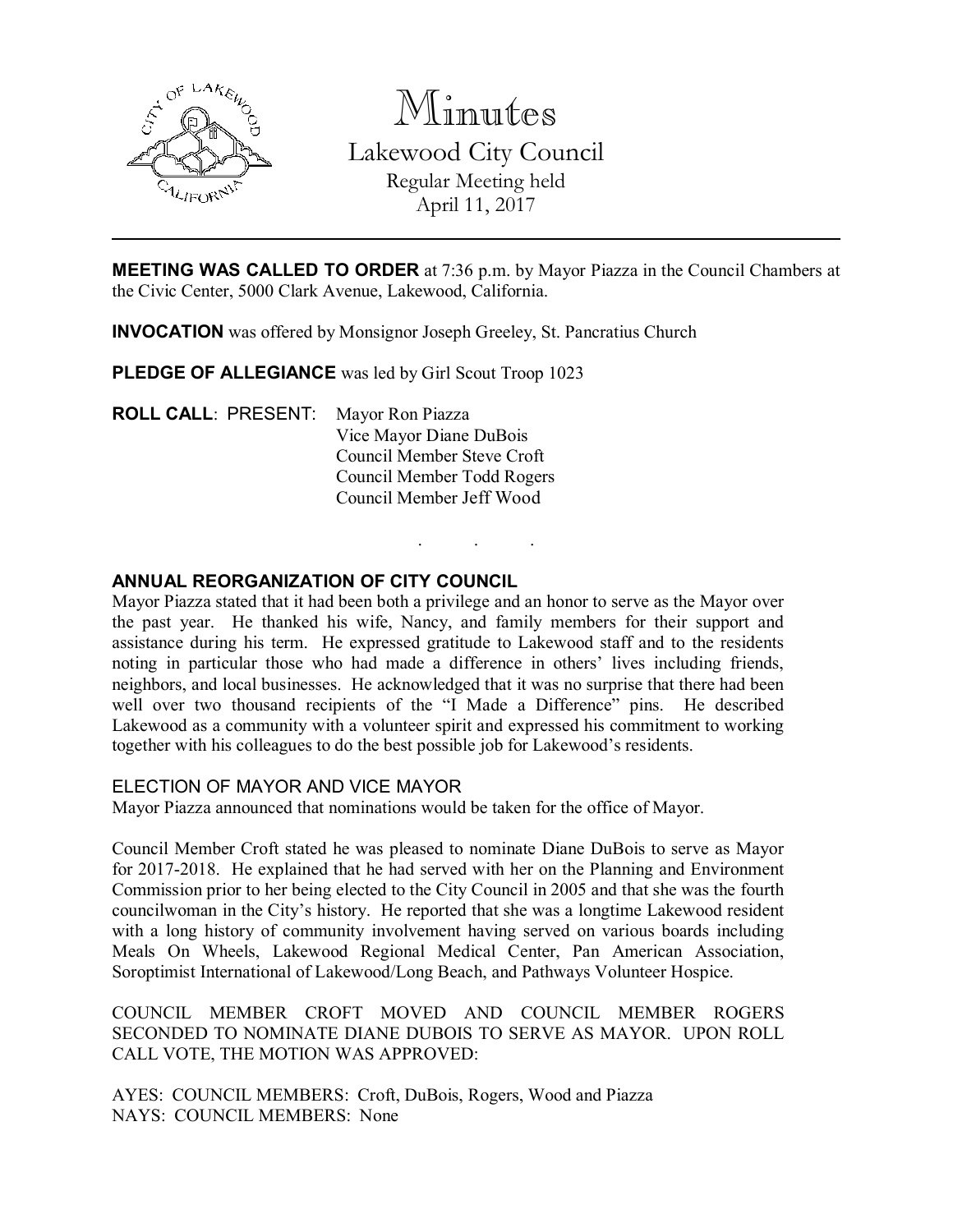# Minutes

## Lakewood City Council

Regular Meeting held
April 11, 2017

---

**MEETING WAS CALLED TO ORDER** at 7:36 p.m. by Mayor Piazza in the Council Chambers at the Civic Center, 5000 Clark Avenue, Lakewood, California.

**INVOCATION** was offered by Monsignor Joseph Greeley, St. Pancratius Church

**PLEDGE OF ALLEGIANCE** was led by Girl Scout Troop 1023

**ROLL CALL**: PRESENT: Mayor Ron Piazza
Vice Mayor Diane DuBois
Council Member Steve Croft
Council Member Todd Rogers
Council Member Jeff Wood

. . .

### ANNUAL REORGANIZATION OF CITY COUNCIL

Mayor Piazza stated that it had been both a privilege and an honor to serve as the Mayor over the past year. He thanked his wife, Nancy, and family members for their support and assistance during his term. He expressed gratitude to Lakewood staff and to the residents noting in particular those who had made a difference in others' lives including friends, neighbors, and local businesses. He acknowledged that it was no surprise that there had been well over two thousand recipients of the "I Made a Difference" pins. He described Lakewood as a community with a volunteer spirit and expressed his commitment to working together with his colleagues to do the best possible job for Lakewood's residents.

ELECTION OF MAYOR AND VICE MAYOR

Mayor Piazza announced that nominations would be taken for the office of Mayor.

Council Member Croft stated he was pleased to nominate Diane DuBois to serve as Mayor for 2017-2018. He explained that he had served with her on the Planning and Environment Commission prior to her being elected to the City Council in 2005 and that she was the fourth councilwoman in the City's history. He reported that she was a longtime Lakewood resident with a long history of community involvement having served on various boards including Meals On Wheels, Lakewood Regional Medical Center, Pan American Association, Soroptimist International of Lakewood/Long Beach, and Pathways Volunteer Hospice.

COUNCIL MEMBER CROFT MOVED AND COUNCIL MEMBER ROGERS SECONDED TO NOMINATE DIANE DUBOIS TO SERVE AS MAYOR. UPON ROLL CALL VOTE, THE MOTION WAS APPROVED:

AYES: COUNCIL MEMBERS: Croft, DuBois, Rogers, Wood and Piazza
NAYS: COUNCIL MEMBERS: None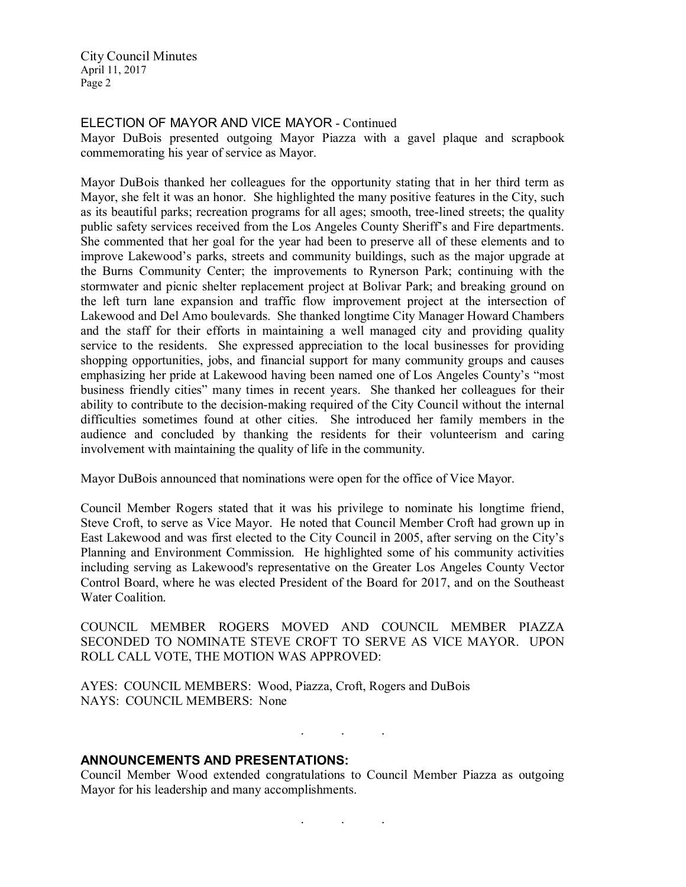ELECTION OF MAYOR AND VICE MAYOR - Continued

Mayor DuBois presented outgoing Mayor Piazza with a gavel plaque and scrapbook commemorating his year of service as Mayor.

Mayor DuBois thanked her colleagues for the opportunity stating that in her third term as Mayor, she felt it was an honor. She highlighted the many positive features in the City, such as its beautiful parks; recreation programs for all ages; smooth, tree-lined streets; the quality public safety services received from the Los Angeles County Sheriff's and Fire departments. She commented that her goal for the year had been to preserve all of these elements and to improve Lakewood's parks, streets and community buildings, such as the major upgrade at the Burns Community Center; the improvements to Rynerson Park; continuing with the stormwater and picnic shelter replacement project at Bolivar Park; and breaking ground on the left turn lane expansion and traffic flow improvement project at the intersection of Lakewood and Del Amo boulevards. She thanked longtime City Manager Howard Chambers and the staff for their efforts in maintaining a well managed city and providing quality service to the residents. She expressed appreciation to the local businesses for providing shopping opportunities, jobs, and financial support for many community groups and causes emphasizing her pride at Lakewood having been named one of Los Angeles County's "most business friendly cities" many times in recent years. She thanked her colleagues for their ability to contribute to the decision-making required of the City Council without the internal difficulties sometimes found at other cities. She introduced her family members in the audience and concluded by thanking the residents for their volunteerism and caring involvement with maintaining the quality of life in the community.

Mayor DuBois announced that nominations were open for the office of Vice Mayor.

Council Member Rogers stated that it was his privilege to nominate his longtime friend, Steve Croft, to serve as Vice Mayor. He noted that Council Member Croft had grown up in East Lakewood and was first elected to the City Council in 2005, after serving on the City's Planning and Environment Commission. He highlighted some of his community activities including serving as Lakewood's representative on the Greater Los Angeles County Vector Control Board, where he was elected President of the Board for 2017, and on the Southeast Water Coalition.

COUNCIL MEMBER ROGERS MOVED AND COUNCIL MEMBER PIAZZA SECONDED TO NOMINATE STEVE CROFT TO SERVE AS VICE MAYOR. UPON ROLL CALL VOTE, THE MOTION WAS APPROVED:

AYES: COUNCIL MEMBERS: Wood, Piazza, Croft, Rogers and DuBois
NAYS: COUNCIL MEMBERS: None

. . .

**ANNOUNCEMENTS AND PRESENTATIONS:**

Council Member Wood extended congratulations to Council Member Piazza as outgoing Mayor for his leadership and many accomplishments.

. . .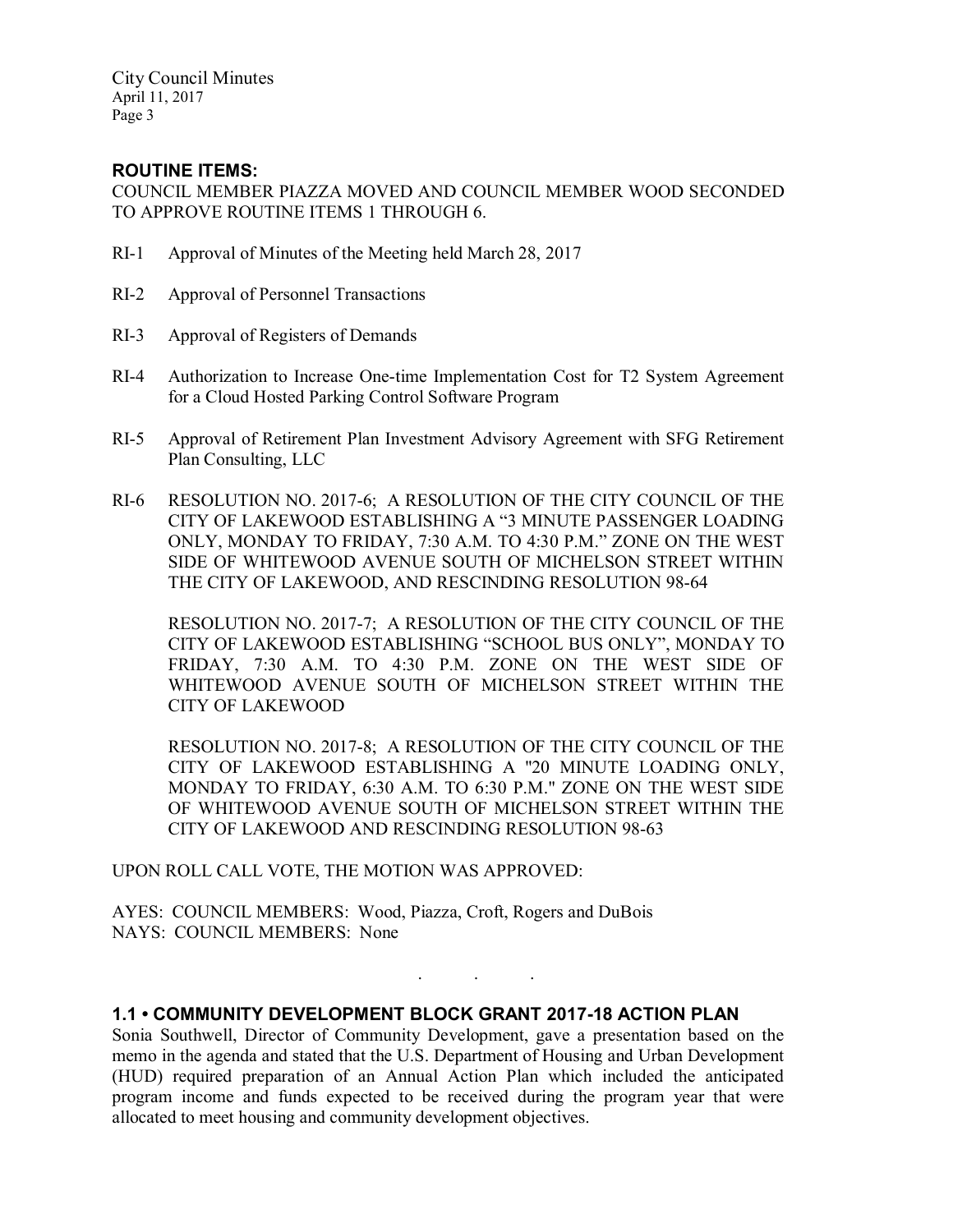### ROUTINE ITEMS:

COUNCIL MEMBER PIAZZA MOVED AND COUNCIL MEMBER WOOD SECONDED TO APPROVE ROUTINE ITEMS 1 THROUGH 6.

RI-1 Approval of Minutes of the Meeting held March 28, 2017

RI-2 Approval of Personnel Transactions

RI-3 Approval of Registers of Demands

RI-4 Authorization to Increase One-time Implementation Cost for T2 System Agreement for a Cloud Hosted Parking Control Software Program

RI-5 Approval of Retirement Plan Investment Advisory Agreement with SFG Retirement Plan Consulting, LLC

RI-6 RESOLUTION NO. 2017-6; A RESOLUTION OF THE CITY COUNCIL OF THE CITY OF LAKEWOOD ESTABLISHING A "3 MINUTE PASSENGER LOADING ONLY, MONDAY TO FRIDAY, 7:30 A.M. TO 4:30 P.M." ZONE ON THE WEST SIDE OF WHITEWOOD AVENUE SOUTH OF MICHELSON STREET WITHIN THE CITY OF LAKEWOOD, AND RESCINDING RESOLUTION 98-64

RESOLUTION NO. 2017-7; A RESOLUTION OF THE CITY COUNCIL OF THE CITY OF LAKEWOOD ESTABLISHING "SCHOOL BUS ONLY", MONDAY TO FRIDAY, 7:30 A.M. TO 4:30 P.M. ZONE ON THE WEST SIDE OF WHITEWOOD AVENUE SOUTH OF MICHELSON STREET WITHIN THE CITY OF LAKEWOOD

RESOLUTION NO. 2017-8; A RESOLUTION OF THE CITY COUNCIL OF THE CITY OF LAKEWOOD ESTABLISHING A "20 MINUTE LOADING ONLY, MONDAY TO FRIDAY, 6:30 A.M. TO 6:30 P.M." ZONE ON THE WEST SIDE OF WHITEWOOD AVENUE SOUTH OF MICHELSON STREET WITHIN THE CITY OF LAKEWOOD AND RESCINDING RESOLUTION 98-63

UPON ROLL CALL VOTE, THE MOTION WAS APPROVED:

AYES: COUNCIL MEMBERS: Wood, Piazza, Croft, Rogers and DuBois
NAYS: COUNCIL MEMBERS: None

. . .

### 1.1 • COMMUNITY DEVELOPMENT BLOCK GRANT 2017-18 ACTION PLAN

Sonia Southwell, Director of Community Development, gave a presentation based on the memo in the agenda and stated that the U.S. Department of Housing and Urban Development (HUD) required preparation of an Annual Action Plan which included the anticipated program income and funds expected to be received during the program year that were allocated to meet housing and community development objectives.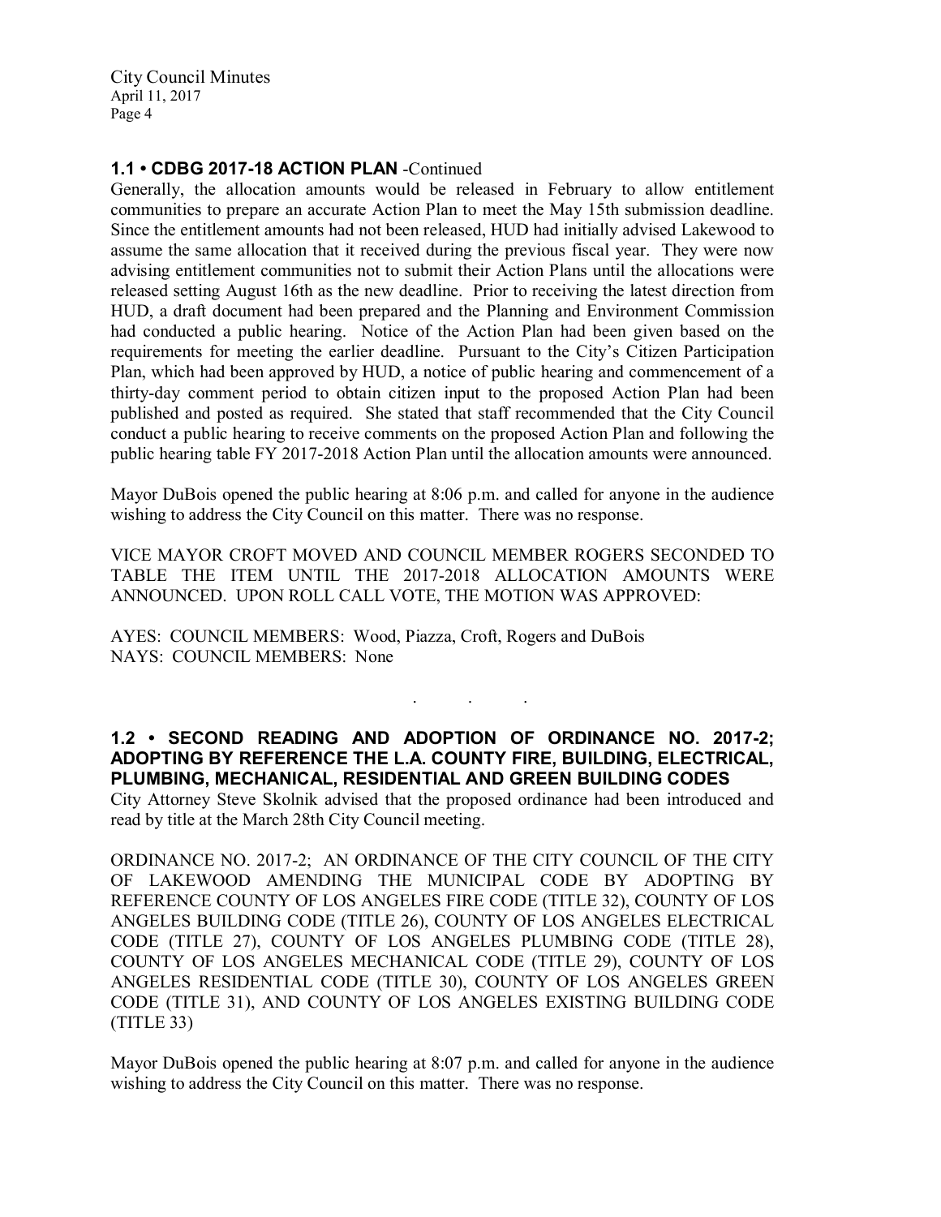### 1.1 • CDBG 2017-18 ACTION PLAN -Continued

Generally, the allocation amounts would be released in February to allow entitlement communities to prepare an accurate Action Plan to meet the May 15th submission deadline. Since the entitlement amounts had not been released, HUD had initially advised Lakewood to assume the same allocation that it received during the previous fiscal year. They were now advising entitlement communities not to submit their Action Plans until the allocations were released setting August 16th as the new deadline. Prior to receiving the latest direction from HUD, a draft document had been prepared and the Planning and Environment Commission had conducted a public hearing. Notice of the Action Plan had been given based on the requirements for meeting the earlier deadline. Pursuant to the City's Citizen Participation Plan, which had been approved by HUD, a notice of public hearing and commencement of a thirty-day comment period to obtain citizen input to the proposed Action Plan had been published and posted as required. She stated that staff recommended that the City Council conduct a public hearing to receive comments on the proposed Action Plan and following the public hearing table FY 2017-2018 Action Plan until the allocation amounts were announced.

Mayor DuBois opened the public hearing at 8:06 p.m. and called for anyone in the audience wishing to address the City Council on this matter. There was no response.

VICE MAYOR CROFT MOVED AND COUNCIL MEMBER ROGERS SECONDED TO TABLE THE ITEM UNTIL THE 2017-2018 ALLOCATION AMOUNTS WERE ANNOUNCED. UPON ROLL CALL VOTE, THE MOTION WAS APPROVED:

AYES: COUNCIL MEMBERS: Wood, Piazza, Croft, Rogers and DuBois
NAYS: COUNCIL MEMBERS: None

. . .

### 1.2 • SECOND READING AND ADOPTION OF ORDINANCE NO. 2017-2; ADOPTING BY REFERENCE THE L.A. COUNTY FIRE, BUILDING, ELECTRICAL, PLUMBING, MECHANICAL, RESIDENTIAL AND GREEN BUILDING CODES

City Attorney Steve Skolnik advised that the proposed ordinance had been introduced and read by title at the March 28th City Council meeting.

ORDINANCE NO. 2017-2; AN ORDINANCE OF THE CITY COUNCIL OF THE CITY OF LAKEWOOD AMENDING THE MUNICIPAL CODE BY ADOPTING BY REFERENCE COUNTY OF LOS ANGELES FIRE CODE (TITLE 32), COUNTY OF LOS ANGELES BUILDING CODE (TITLE 26), COUNTY OF LOS ANGELES ELECTRICAL CODE (TITLE 27), COUNTY OF LOS ANGELES PLUMBING CODE (TITLE 28), COUNTY OF LOS ANGELES MECHANICAL CODE (TITLE 29), COUNTY OF LOS ANGELES RESIDENTIAL CODE (TITLE 30), COUNTY OF LOS ANGELES GREEN CODE (TITLE 31), AND COUNTY OF LOS ANGELES EXISTING BUILDING CODE (TITLE 33)

Mayor DuBois opened the public hearing at 8:07 p.m. and called for anyone in the audience wishing to address the City Council on this matter. There was no response.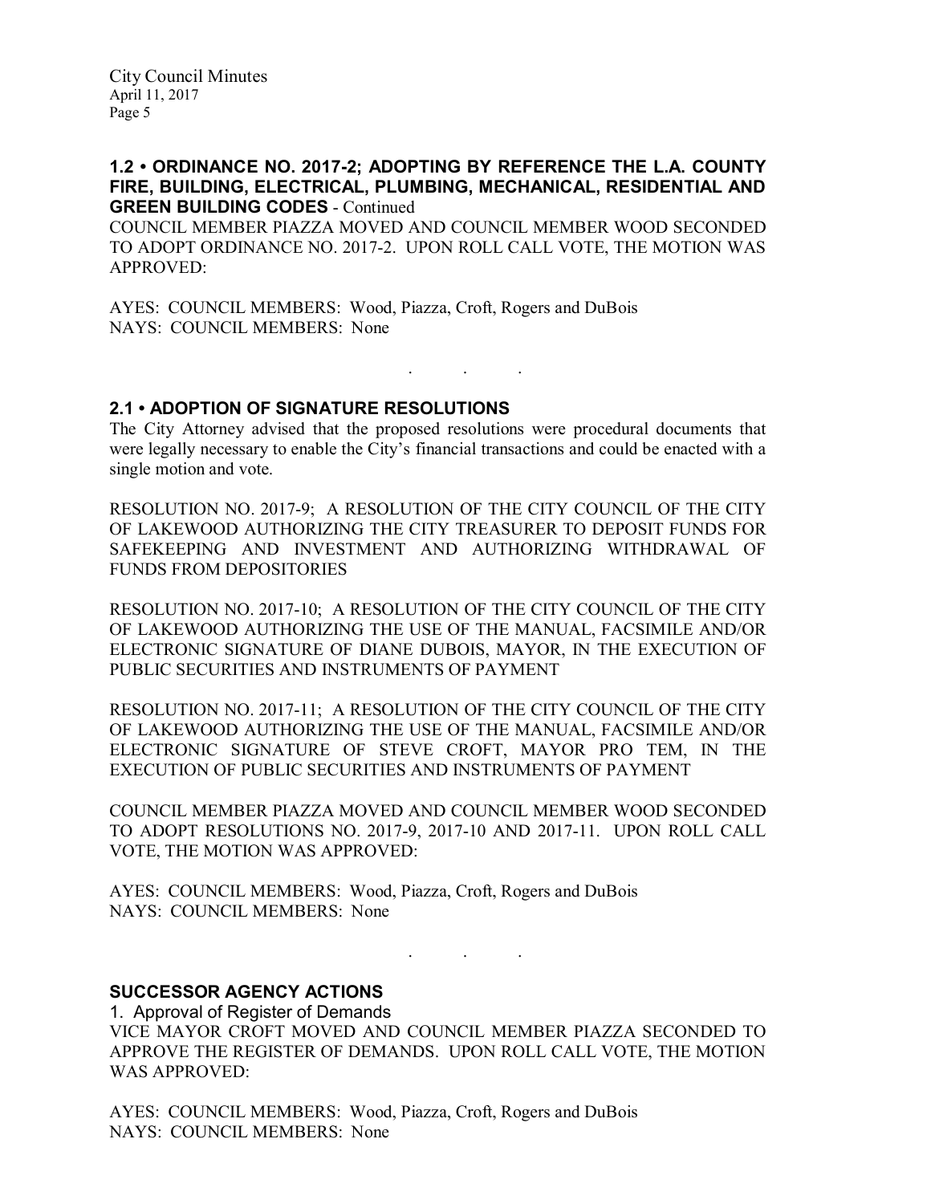### 1.2 • ORDINANCE NO. 2017-2; ADOPTING BY REFERENCE THE L.A. COUNTY FIRE, BUILDING, ELECTRICAL, PLUMBING, MECHANICAL, RESIDENTIAL AND GREEN BUILDING CODES - Continued

COUNCIL MEMBER PIAZZA MOVED AND COUNCIL MEMBER WOOD SECONDED TO ADOPT ORDINANCE NO. 2017-2. UPON ROLL CALL VOTE, THE MOTION WAS APPROVED:

AYES: COUNCIL MEMBERS: Wood, Piazza, Croft, Rogers and DuBois
NAYS: COUNCIL MEMBERS: None

. . .

### 2.1 • ADOPTION OF SIGNATURE RESOLUTIONS

The City Attorney advised that the proposed resolutions were procedural documents that were legally necessary to enable the City's financial transactions and could be enacted with a single motion and vote.

RESOLUTION NO. 2017-9; A RESOLUTION OF THE CITY COUNCIL OF THE CITY OF LAKEWOOD AUTHORIZING THE CITY TREASURER TO DEPOSIT FUNDS FOR SAFEKEEPING AND INVESTMENT AND AUTHORIZING WITHDRAWAL OF FUNDS FROM DEPOSITORIES

RESOLUTION NO. 2017-10; A RESOLUTION OF THE CITY COUNCIL OF THE CITY OF LAKEWOOD AUTHORIZING THE USE OF THE MANUAL, FACSIMILE AND/OR ELECTRONIC SIGNATURE OF DIANE DUBOIS, MAYOR, IN THE EXECUTION OF PUBLIC SECURITIES AND INSTRUMENTS OF PAYMENT

RESOLUTION NO. 2017-11; A RESOLUTION OF THE CITY COUNCIL OF THE CITY OF LAKEWOOD AUTHORIZING THE USE OF THE MANUAL, FACSIMILE AND/OR ELECTRONIC SIGNATURE OF STEVE CROFT, MAYOR PRO TEM, IN THE EXECUTION OF PUBLIC SECURITIES AND INSTRUMENTS OF PAYMENT

COUNCIL MEMBER PIAZZA MOVED AND COUNCIL MEMBER WOOD SECONDED TO ADOPT RESOLUTIONS NO. 2017-9, 2017-10 AND 2017-11. UPON ROLL CALL VOTE, THE MOTION WAS APPROVED:

AYES: COUNCIL MEMBERS: Wood, Piazza, Croft, Rogers and DuBois
NAYS: COUNCIL MEMBERS: None

. . .

### SUCCESSOR AGENCY ACTIONS

1. Approval of Register of Demands

VICE MAYOR CROFT MOVED AND COUNCIL MEMBER PIAZZA SECONDED TO APPROVE THE REGISTER OF DEMANDS. UPON ROLL CALL VOTE, THE MOTION WAS APPROVED:

AYES: COUNCIL MEMBERS: Wood, Piazza, Croft, Rogers and DuBois
NAYS: COUNCIL MEMBERS: None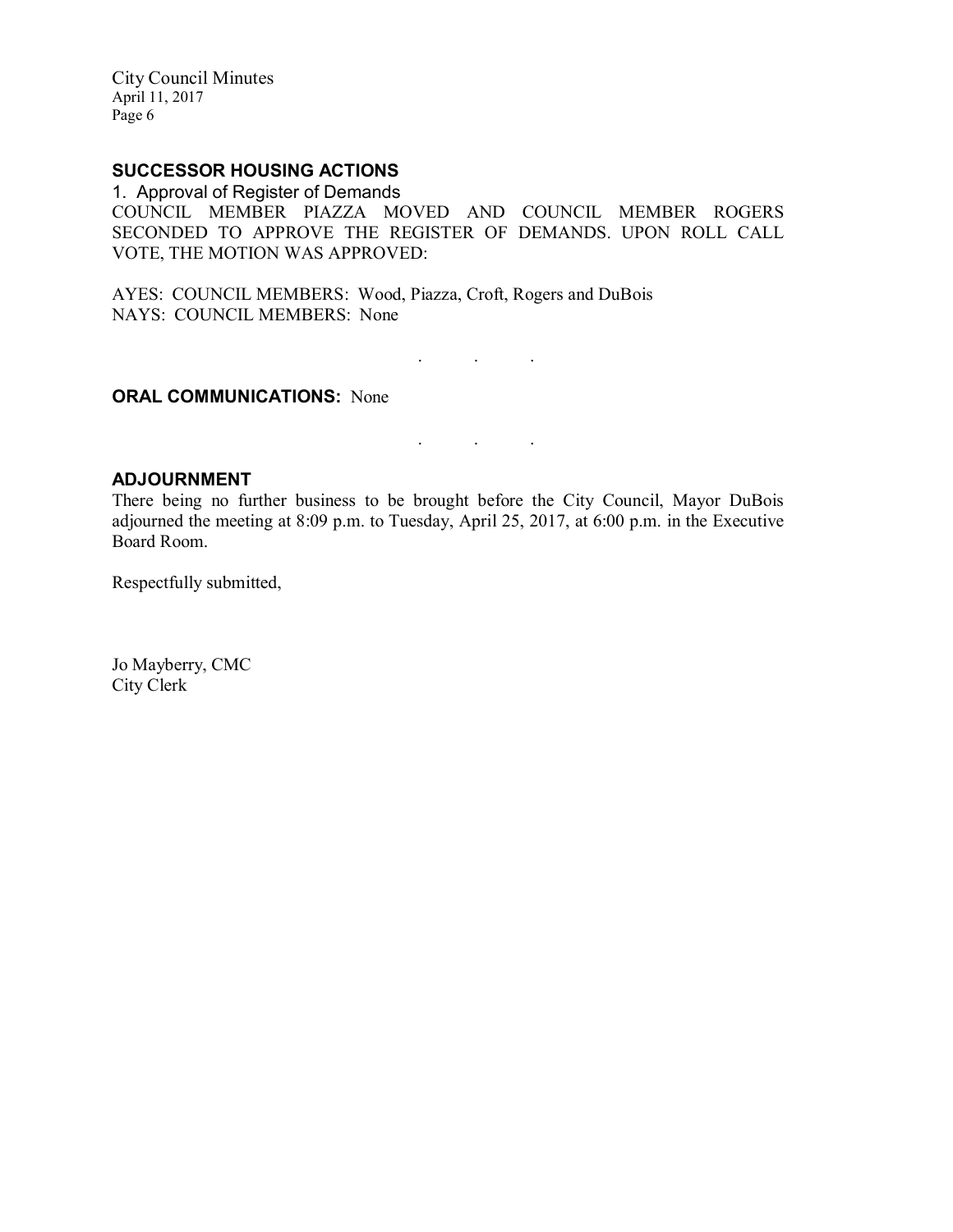## SUCCESSOR HOUSING ACTIONS

1. Approval of Register of Demands

COUNCIL MEMBER PIAZZA MOVED AND COUNCIL MEMBER ROGERS SECONDED TO APPROVE THE REGISTER OF DEMANDS. UPON ROLL CALL VOTE, THE MOTION WAS APPROVED:

AYES: COUNCIL MEMBERS: Wood, Piazza, Croft, Rogers and DuBois
NAYS: COUNCIL MEMBERS: None

. . .

**ORAL COMMUNICATIONS:** None

. . .

## ADJOURNMENT

There being no further business to be brought before the City Council, Mayor DuBois adjourned the meeting at 8:09 p.m. to Tuesday, April 25, 2017, at 6:00 p.m. in the Executive Board Room.

Respectfully submitted,

Jo Mayberry, CMC
City Clerk